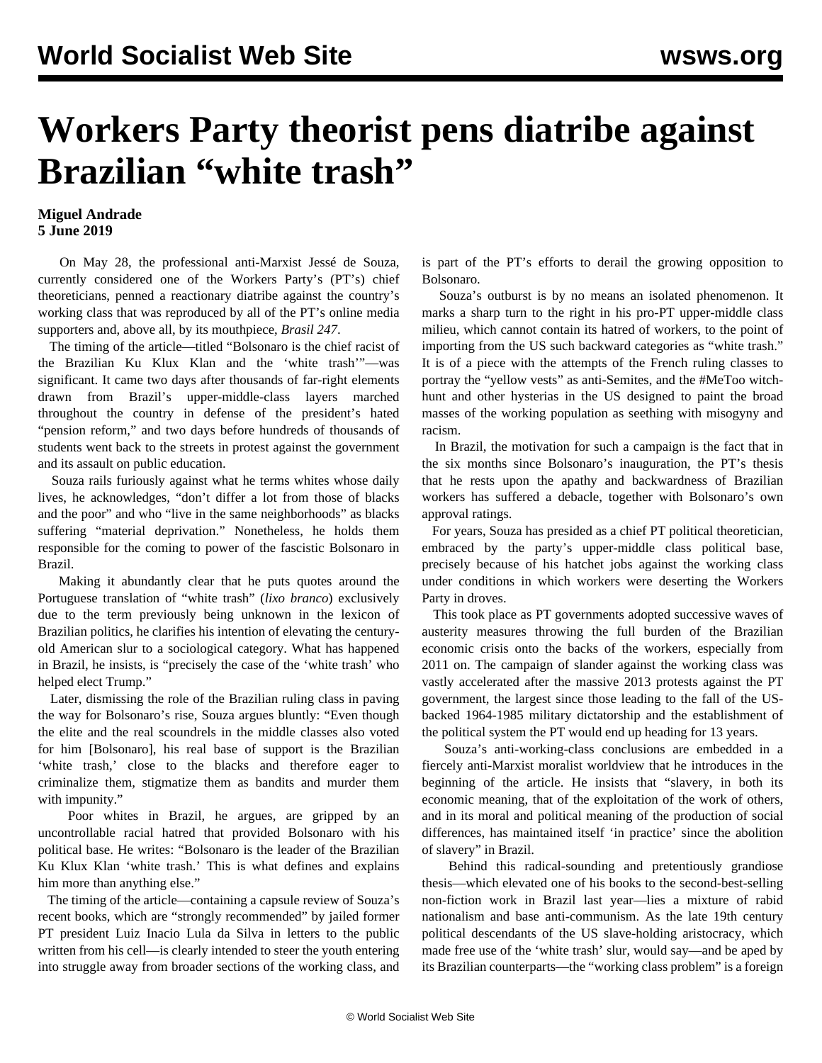# Workers Party theorist pens diatribe against Brazilian "white trash"

**Miguel Andrade**
**5 June 2019**

On May 28, the professional anti-Marxist Jessé de Souza, currently considered one of the Workers Party's (PT's) chief theoreticians, penned a reactionary diatribe against the country's working class that was reproduced by all of the PT's online media supporters and, above all, by its mouthpiece, *Brasil 247*.

The timing of the article—titled "Bolsonaro is the chief racist of the Brazilian Ku Klux Klan and the 'white trash'"—was significant. It came two days after thousands of far-right elements drawn from Brazil's upper-middle-class layers marched throughout the country in defense of the president's hated "pension reform," and two days before hundreds of thousands of students went back to the streets in protest against the government and its assault on public education.

Souza rails furiously against what he terms whites whose daily lives, he acknowledges, "don't differ a lot from those of blacks and the poor" and who "live in the same neighborhoods" as blacks suffering "material deprivation." Nonetheless, he holds them responsible for the coming to power of the fascistic Bolsonaro in Brazil.

Making it abundantly clear that he puts quotes around the Portuguese translation of "white trash" (*lixo branco*) exclusively due to the term previously being unknown in the lexicon of Brazilian politics, he clarifies his intention of elevating the century-old American slur to a sociological category. What has happened in Brazil, he insists, is "precisely the case of the 'white trash' who helped elect Trump."

Later, dismissing the role of the Brazilian ruling class in paving the way for Bolsonaro's rise, Souza argues bluntly: "Even though the elite and the real scoundrels in the middle classes also voted for him [Bolsonaro], his real base of support is the Brazilian 'white trash,' close to the blacks and therefore eager to criminalize them, stigmatize them as bandits and murder them with impunity."

Poor whites in Brazil, he argues, are gripped by an uncontrollable racial hatred that provided Bolsonaro with his political base. He writes: "Bolsonaro is the leader of the Brazilian Ku Klux Klan 'white trash.' This is what defines and explains him more than anything else."

The timing of the article—containing a capsule review of Souza's recent books, which are "strongly recommended" by jailed former PT president Luiz Inacio Lula da Silva in letters to the public written from his cell—is clearly intended to steer the youth entering into struggle away from broader sections of the working class, and is part of the PT's efforts to derail the growing opposition to Bolsonaro.

Souza's outburst is by no means an isolated phenomenon. It marks a sharp turn to the right in his pro-PT upper-middle class milieu, which cannot contain its hatred of workers, to the point of importing from the US such backward categories as "white trash." It is of a piece with the attempts of the French ruling classes to portray the "yellow vests" as anti-Semites, and the #MeToo witch-hunt and other hysterias in the US designed to paint the broad masses of the working population as seething with misogyny and racism.

In Brazil, the motivation for such a campaign is the fact that in the six months since Bolsonaro's inauguration, the PT's thesis that he rests upon the apathy and backwardness of Brazilian workers has suffered a debacle, together with Bolsonaro's own approval ratings.

For years, Souza has presided as a chief PT political theoretician, embraced by the party's upper-middle class political base, precisely because of his hatchet jobs against the working class under conditions in which workers were deserting the Workers Party in droves.

This took place as PT governments adopted successive waves of austerity measures throwing the full burden of the Brazilian economic crisis onto the backs of the workers, especially from 2011 on. The campaign of slander against the working class was vastly accelerated after the massive 2013 protests against the PT government, the largest since those leading to the fall of the US-backed 1964-1985 military dictatorship and the establishment of the political system the PT would end up heading for 13 years.

Souza's anti-working-class conclusions are embedded in a fiercely anti-Marxist moralist worldview that he introduces in the beginning of the article. He insists that "slavery, in both its economic meaning, that of the exploitation of the work of others, and in its moral and political meaning of the production of social differences, has maintained itself 'in practice' since the abolition of slavery" in Brazil.

Behind this radical-sounding and pretentiously grandiose thesis—which elevated one of his books to the second-best-selling non-fiction work in Brazil last year—lies a mixture of rabid nationalism and base anti-communism. As the late 19th century political descendants of the US slave-holding aristocracy, which made free use of the 'white trash' slur, would say—and be aped by its Brazilian counterparts—the "working class problem" is a foreign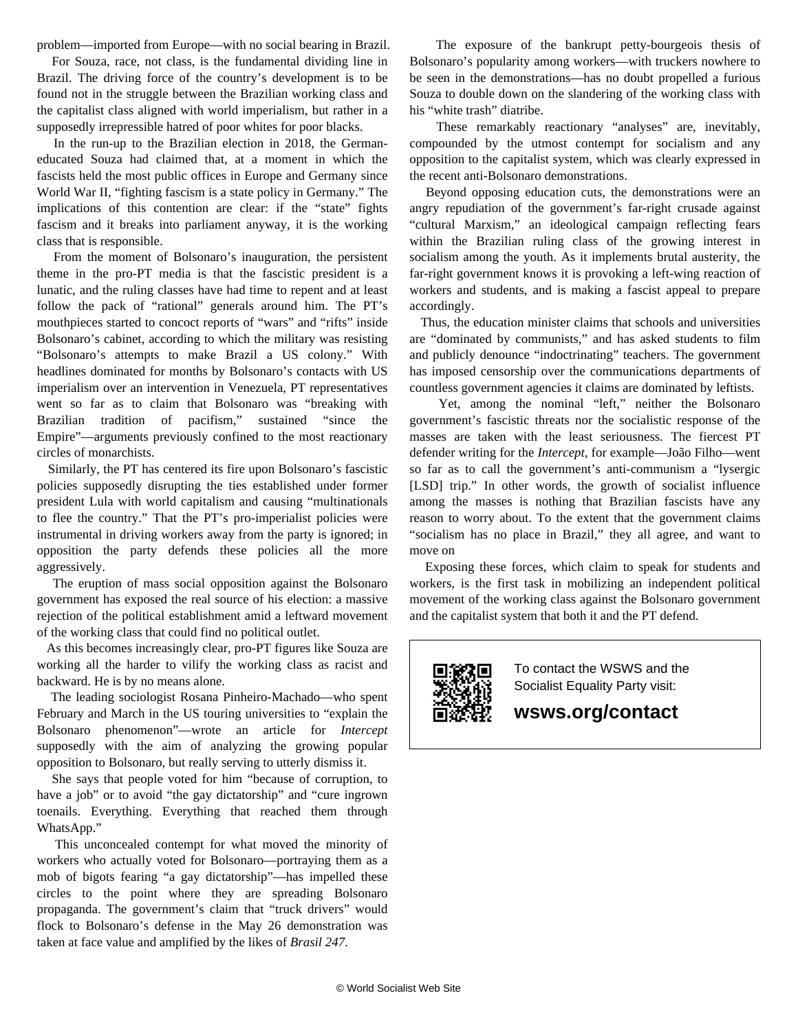problem—imported from Europe—with no social bearing in Brazil.

For Souza, race, not class, is the fundamental dividing line in Brazil. The driving force of the country's development is to be found not in the struggle between the Brazilian working class and the capitalist class aligned with world imperialism, but rather in a supposedly irrepressible hatred of poor whites for poor blacks.

In the run-up to the Brazilian election in 2018, the German-educated Souza had claimed that, at a moment in which the fascists held the most public offices in Europe and Germany since World War II, "fighting fascism is a state policy in Germany." The implications of this contention are clear: if the "state" fights fascism and it breaks into parliament anyway, it is the working class that is responsible.

From the moment of Bolsonaro's inauguration, the persistent theme in the pro-PT media is that the fascistic president is a lunatic, and the ruling classes have had time to repent and at least follow the pack of "rational" generals around him. The PT's mouthpieces started to concoct reports of "wars" and "rifts" inside Bolsonaro's cabinet, according to which the military was resisting "Bolsonaro's attempts to make Brazil a US colony." With headlines dominated for months by Bolsonaro's contacts with US imperialism over an intervention in Venezuela, PT representatives went so far as to claim that Bolsonaro was "breaking with Brazilian tradition of pacifism," sustained "since the Empire"—arguments previously confined to the most reactionary circles of monarchists.

Similarly, the PT has centered its fire upon Bolsonaro's fascistic policies supposedly disrupting the ties established under former president Lula with world capitalism and causing "multinationals to flee the country." That the PT's pro-imperialist policies were instrumental in driving workers away from the party is ignored; in opposition the party defends these policies all the more aggressively.

The eruption of mass social opposition against the Bolsonaro government has exposed the real source of his election: a massive rejection of the political establishment amid a leftward movement of the working class that could find no political outlet.

As this becomes increasingly clear, pro-PT figures like Souza are working all the harder to vilify the working class as racist and backward. He is by no means alone.

The leading sociologist Rosana Pinheiro-Machado—who spent February and March in the US touring universities to "explain the Bolsonaro phenomenon"—wrote an article for *Intercept* supposedly with the aim of analyzing the growing popular opposition to Bolsonaro, but really serving to utterly dismiss it.

She says that people voted for him "because of corruption, to have a job" or to avoid "the gay dictatorship" and "cure ingrown toenails. Everything. Everything that reached them through WhatsApp."

This unconcealed contempt for what moved the minority of workers who actually voted for Bolsonaro—portraying them as a mob of bigots fearing "a gay dictatorship"—has impelled these circles to the point where they are spreading Bolsonaro propaganda. The government's claim that "truck drivers" would flock to Bolsonaro's defense in the May 26 demonstration was taken at face value and amplified by the likes of *Brasil 247*.

The exposure of the bankrupt petty-bourgeois thesis of Bolsonaro's popularity among workers—with truckers nowhere to be seen in the demonstrations—has no doubt propelled a furious Souza to double down on the slandering of the working class with his "white trash" diatribe.

These remarkably reactionary "analyses" are, inevitably, compounded by the utmost contempt for socialism and any opposition to the capitalist system, which was clearly expressed in the recent anti-Bolsonaro demonstrations.

Beyond opposing education cuts, the demonstrations were an angry repudiation of the government's far-right crusade against "cultural Marxism," an ideological campaign reflecting fears within the Brazilian ruling class of the growing interest in socialism among the youth. As it implements brutal austerity, the far-right government knows it is provoking a left-wing reaction of workers and students, and is making a fascist appeal to prepare accordingly.

Thus, the education minister claims that schools and universities are "dominated by communists," and has asked students to film and publicly denounce "indoctrinating" teachers. The government has imposed censorship over the communications departments of countless government agencies it claims are dominated by leftists.

Yet, among the nominal "left," neither the Bolsonaro government's fascistic threats nor the socialistic response of the masses are taken with the least seriousness. The fiercest PT defender writing for the *Intercept*, for example—João Filho—went so far as to call the government's anti-communism a "lysergic [LSD] trip." In other words, the growth of socialist influence among the masses is nothing that Brazilian fascists have any reason to worry about. To the extent that the government claims "socialism has no place in Brazil," they all agree, and want to move on

Exposing these forces, which claim to speak for students and workers, is the first task in mobilizing an independent political movement of the working class against the Bolsonaro government and the capitalist system that both it and the PT defend.

To contact the WSWS and the Socialist Equality Party visit:

**wsws.org/contact**